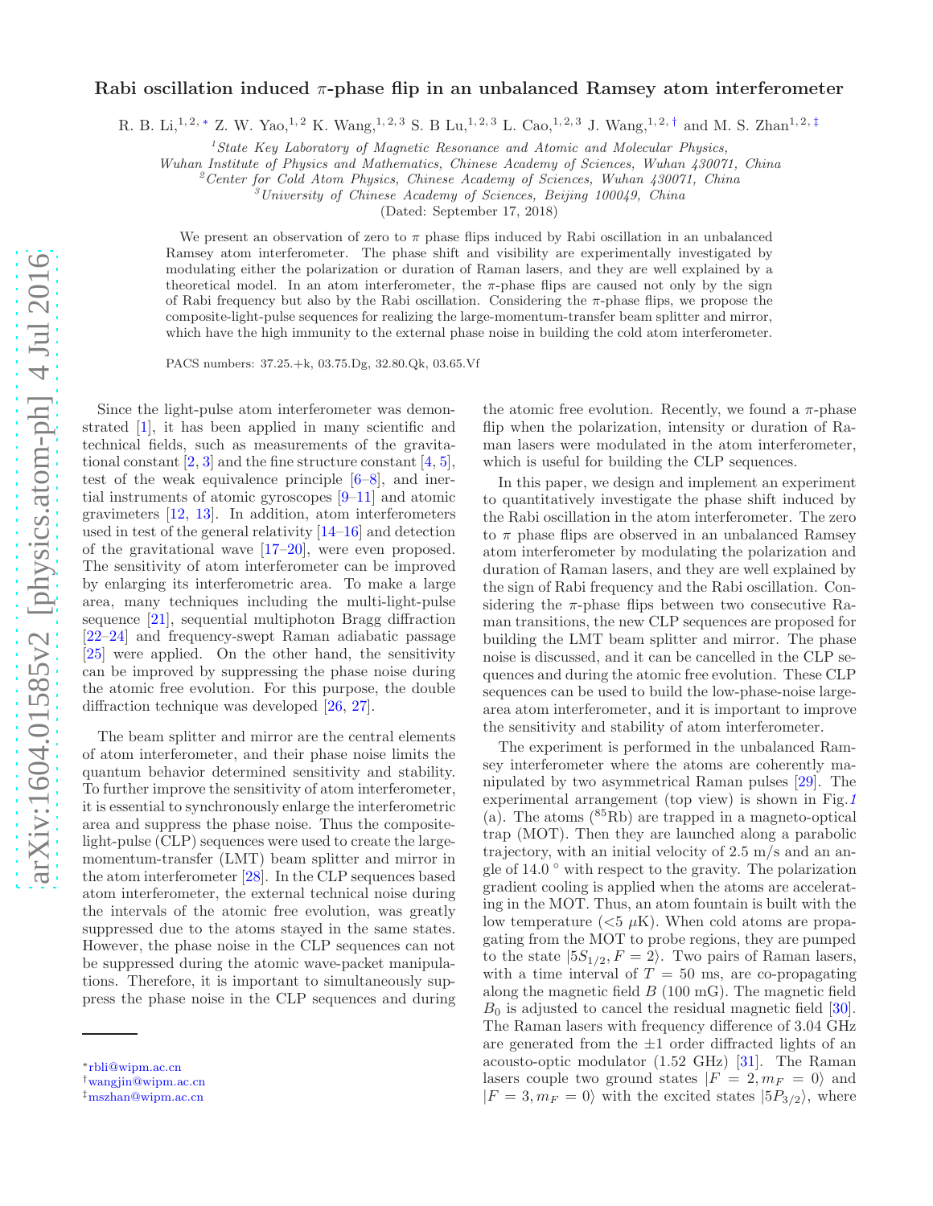# Rabi oscillation induced π-phase flip in an unbalanced Ramsey atom interferometer

R. B. Li,[1,2,*] Z. W. Yao,[1,2] K. Wang,[1,2,3] S. B Lu,[1,2,3] L. Cao,[1,2,3] J. Wang,[1,2,†] and M. S. Zhan[1,2,‡]

[1]*State Key Laboratory of Magnetic Resonance and Atomic and Molecular Physics, Wuhan Institute of Physics and Mathematics, Chinese Academy of Sciences, Wuhan 430071, China*
[2]*Center for Cold Atom Physics, Chinese Academy of Sciences, Wuhan 430071, China*
[3]*University of Chinese Academy of Sciences, Beijing 100049, China*

(Dated: September 17, 2018)

We present an observation of zero to $\pi$ phase flips induced by Rabi oscillation in an unbalanced Ramsey atom interferometer. The phase shift and visibility are experimentally investigated by modulating either the polarization or duration of Raman lasers, and they are well explained by a theoretical model. In an atom interferometer, the $\pi$-phase flips are caused not only by the sign of Rabi frequency but also by the Rabi oscillation. Considering the $\pi$-phase flips, we propose the composite-light-pulse sequences for realizing the large-momentum-transfer beam splitter and mirror, which have the high immunity to the external phase noise in building the cold atom interferometer.

PACS numbers: 37.25.+k, 03.75.Dg, 32.80.Qk, 03.65.Vf

Since the light-pulse atom interferometer was demonstrated [1], it has been applied in many scientific and technical fields, such as measurements of the gravitational constant [2, 3] and the fine structure constant [4, 5], test of the weak equivalence principle [6–8], and inertial instruments of atomic gyroscopes [9–11] and atomic gravimeters [12, 13]. In addition, atom interferometers used in test of the general relativity [14–16] and detection of the gravitational wave [17–20], were even proposed. The sensitivity of atom interferometer can be improved by enlarging its interferometric area. To make a large area, many techniques including the multi-light-pulse sequence [21], sequential multiphoton Bragg diffraction [22–24] and frequency-swept Raman adiabatic passage [25] were applied. On the other hand, the sensitivity can be improved by suppressing the phase noise during the atomic free evolution. For this purpose, the double diffraction technique was developed [26, 27].

The beam splitter and mirror are the central elements of atom interferometer, and their phase noise limits the quantum behavior determined sensitivity and stability. To further improve the sensitivity of atom interferometer, it is essential to synchronously enlarge the interferometric area and suppress the phase noise. Thus the composite-light-pulse (CLP) sequences were used to create the large-momentum-transfer (LMT) beam splitter and mirror in the atom interferometer [28]. In the CLP sequences based atom interferometer, the external technical noise during the intervals of the atomic free evolution, was greatly suppressed due to the atoms stayed in the same states. However, the phase noise in the CLP sequences can not be suppressed during the atomic wave-packet manipulations. Therefore, it is important to simultaneously suppress the phase noise in the CLP sequences and during the atomic free evolution. Recently, we found a $\pi$-phase flip when the polarization, intensity or duration of Raman lasers were modulated in the atom interferometer, which is useful for building the CLP sequences.

In this paper, we design and implement an experiment to quantitatively investigate the phase shift induced by the Rabi oscillation in the atom interferometer. The zero to $\pi$ phase flips are observed in an unbalanced Ramsey atom interferometer by modulating the polarization and duration of Raman lasers, and they are well explained by the sign of Rabi frequency and the Rabi oscillation. Considering the $\pi$-phase flips between two consecutive Raman transitions, the new CLP sequences are proposed for building the LMT beam splitter and mirror. The phase noise is discussed, and it can be cancelled in the CLP sequences and during the atomic free evolution. These CLP sequences can be used to build the low-phase-noise large-area atom interferometer, and it is important to improve the sensitivity and stability of atom interferometer.

The experiment is performed in the unbalanced Ramsey interferometer where the atoms are coherently manipulated by two asymmetrical Raman pulses [29]. The experimental arrangement (top view) is shown in Fig. 1 (a). The atoms ($^{85}$Rb) are trapped in a magneto-optical trap (MOT). Then they are launched along a parabolic trajectory, with an initial velocity of 2.5 m/s and an angle of 14.0 ° with respect to the gravity. The polarization gradient cooling is applied when the atoms are accelerating in the MOT. Thus, an atom fountain is built with the low temperature (<5 $\mu$K). When cold atoms are propagating from the MOT to probe regions, they are pumped to the state $|5S_{1/2}, F = 2\rangle$. Two pairs of Raman lasers, with a time interval of $T$ = 50 ms, are co-propagating along the magnetic field $B$ (100 mG). The magnetic field $B_0$ is adjusted to cancel the residual magnetic field [30]. The Raman lasers with frequency difference of 3.04 GHz are generated from the ±1 order diffracted lights of an acousto-optic modulator (1.52 GHz) [31]. The Raman lasers couple two ground states $|F = 2, m_F = 0\rangle$ and $|F = 3, m_F = 0\rangle$ with the excited states $|5P_{3/2}\rangle$, where

---

*rbli@wipm.ac.cn
†wangjin@wipm.ac.cn
‡mszhan@wipm.ac.cn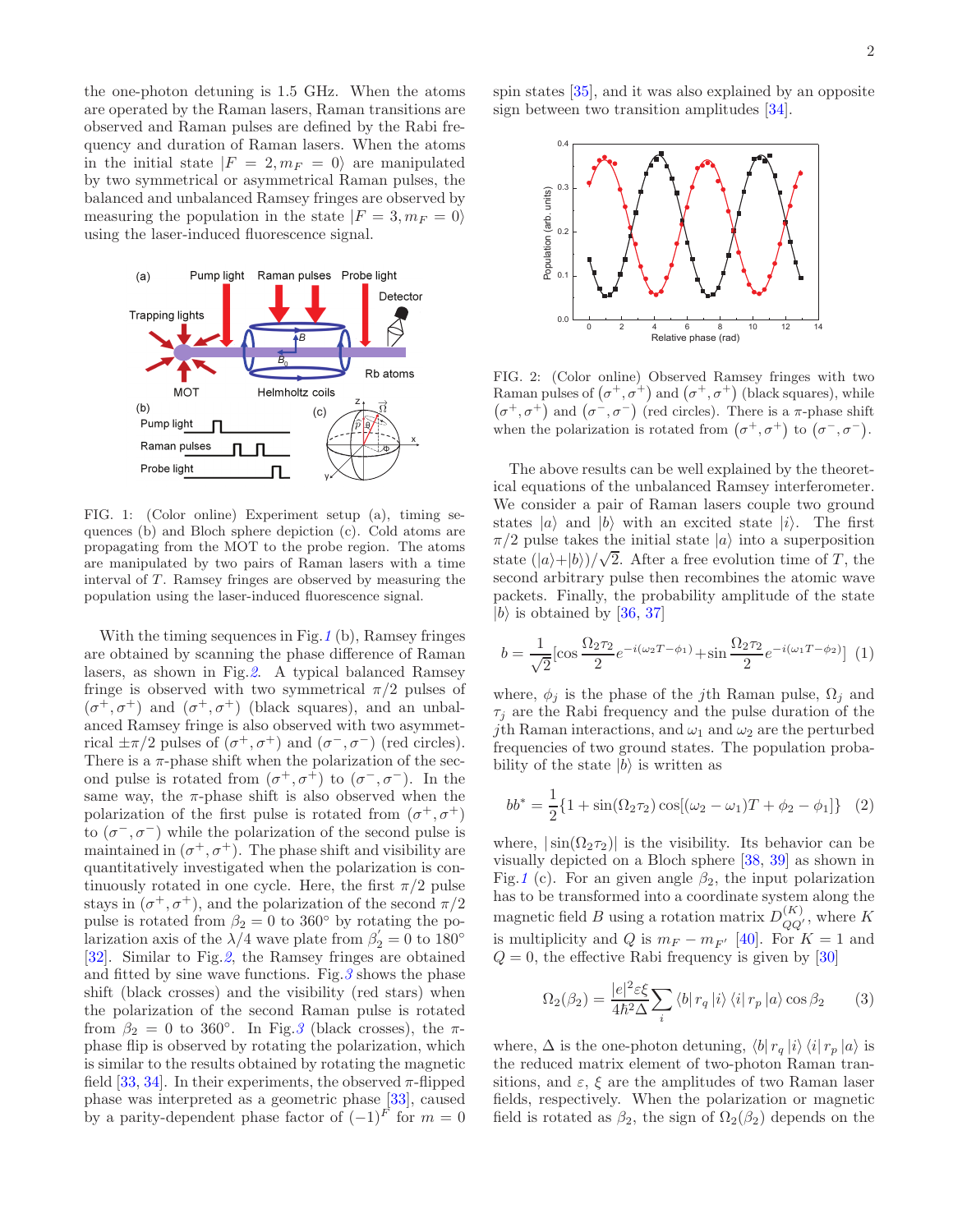the one-photon detuning is 1.5 GHz. When the atoms are operated by the Raman lasers, Raman transitions are observed and Raman pulses are defined by the Rabi frequency and duration of Raman lasers. When the atoms in the initial state $|F = 2, m_F = 0\rangle$ are manipulated by two symmetrical or asymmetrical Raman pulses, the balanced and unbalanced Ramsey fringes are observed by measuring the population in the state $|F = 3, m_F = 0\rangle$ using the laser-induced fluorescence signal.

FIG. 1: (Color online) Experiment setup (a), timing sequences (b) and Bloch sphere depiction (c). Cold atoms are propagating from the MOT to the probe region. The atoms are manipulated by two pairs of Raman lasers with a time interval of $T$. Ramsey fringes are observed by measuring the population using the laser-induced fluorescence signal.

With the timing sequences in Fig. 1 (b), Ramsey fringes are obtained by scanning the phase difference of Raman lasers, as shown in Fig. 2. A typical balanced Ramsey fringe is observed with two symmetrical $\pi/2$ pulses of $(\sigma^+, \sigma^+)$ and $(\sigma^+, \sigma^+)$ (black squares), and an unbalanced Ramsey fringe is also observed with two asymmetrical $\pm\pi/2$ pulses of $(\sigma^+, \sigma^+)$ and $(\sigma^-, \sigma^-)$ (red circles). There is a $\pi$-phase shift when the polarization of the second pulse is rotated from $(\sigma^+, \sigma^+)$ to $(\sigma^-, \sigma^-)$. In the same way, the $\pi$-phase shift is also observed when the polarization of the first pulse is rotated from $(\sigma^+, \sigma^+)$ to $(\sigma^-, \sigma^-)$ while the polarization of the second pulse is maintained in $(\sigma^+, \sigma^+)$. The phase shift and visibility are quantitatively investigated when the polarization is continuously rotated in one cycle. Here, the first $\pi/2$ pulse stays in $(\sigma^+, \sigma^+)$, and the polarization of the second $\pi/2$ pulse is rotated from $\beta_2 = 0$ to $360°$ by rotating the polarization axis of the $\lambda/4$ wave plate from $\beta_2' = 0$ to $180°$ [32]. Similar to Fig. 2, the Ramsey fringes are obtained and fitted by sine wave functions. Fig. 3 shows the phase shift (black crosses) and the visibility (red stars) when the polarization of the second Raman pulse is rotated from $\beta_2 = 0$ to $360°$. In Fig. 3 (black crosses), the $\pi$-phase flip is observed by rotating the polarization, which is similar to the results obtained by rotating the magnetic field [33, 34]. In their experiments, the observed $\pi$-flipped phase was interpreted as a geometric phase [33], caused by a parity-dependent phase factor of $(-1)^F$ for $m = 0$ spin states [35], and it was also explained by an opposite sign between two transition amplitudes [34].

FIG. 2: (Color online) Observed Ramsey fringes with two Raman pulses of $(\sigma^+, \sigma^+)$ and $(\sigma^+, \sigma^+)$ (black squares), while $(\sigma^+, \sigma^+)$ and $(\sigma^-, \sigma^-)$ (red circles). There is a $\pi$-phase shift when the polarization is rotated from $(\sigma^+, \sigma^+)$ to $(\sigma^-, \sigma^-)$.

The above results can be well explained by the theoretical equations of the unbalanced Ramsey interferometer. We consider a pair of Raman lasers couple two ground states $|a\rangle$ and $|b\rangle$ with an excited state $|i\rangle$. The first $\pi/2$ pulse takes the initial state $|a\rangle$ into a superposition state $(|a\rangle + |b\rangle)/\sqrt{2}$. After a free evolution time of $T$, the second arbitrary pulse then recombines the atomic wave packets. Finally, the probability amplitude of the state $|b\rangle$ is obtained by [36, 37]

$$b = \frac{1}{\sqrt{2}}[\cos\frac{\Omega_2\tau_2}{2}e^{-i(\omega_2 T - \phi_1)} + \sin\frac{\Omega_2\tau_2}{2}e^{-i(\omega_1 T - \phi_2)}] \quad (1)$$

where, $\phi_j$ is the phase of the $j$th Raman pulse, $\Omega_j$ and $\tau_j$ are the Rabi frequency and the pulse duration of the $j$th Raman interactions, and $\omega_1$ and $\omega_2$ are the perturbed frequencies of two ground states. The population probability of the state $|b\rangle$ is written as

$$bb^* = \frac{1}{2}\{1 + \sin(\Omega_2\tau_2)\cos[(\omega_2 - \omega_1)T + \phi_2 - \phi_1]\} \quad (2)$$

where, $|\sin(\Omega_2\tau_2)|$ is the visibility. Its behavior can be visually depicted on a Bloch sphere [38, 39] as shown in Fig. 1 (c). For an given angle $\beta_2$, the input polarization has to be transformed into a coordinate system along the magnetic field $B$ using a rotation matrix $D^{(K)}_{QQ'}$, where $K$ is multiplicity and $Q$ is $m_F - m_{F'}$ [40]. For $K = 1$ and $Q = 0$, the effective Rabi frequency is given by [30]

$$\Omega_2(\beta_2) = \frac{|e|^2\varepsilon\xi}{4\hbar^2\Delta}\sum_i \langle b|\, r_q\, |i\rangle \langle i|\, r_p\, |a\rangle \cos\beta_2 \quad (3)$$

where, $\Delta$ is the one-photon detuning, $\langle b|\, r_q\, |i\rangle \langle i|\, r_p\, |a\rangle$ is the reduced matrix element of two-photon Raman transitions, and $\varepsilon$, $\xi$ are the amplitudes of two Raman laser fields, respectively. When the polarization or magnetic field is rotated as $\beta_2$, the sign of $\Omega_2(\beta_2)$ depends on the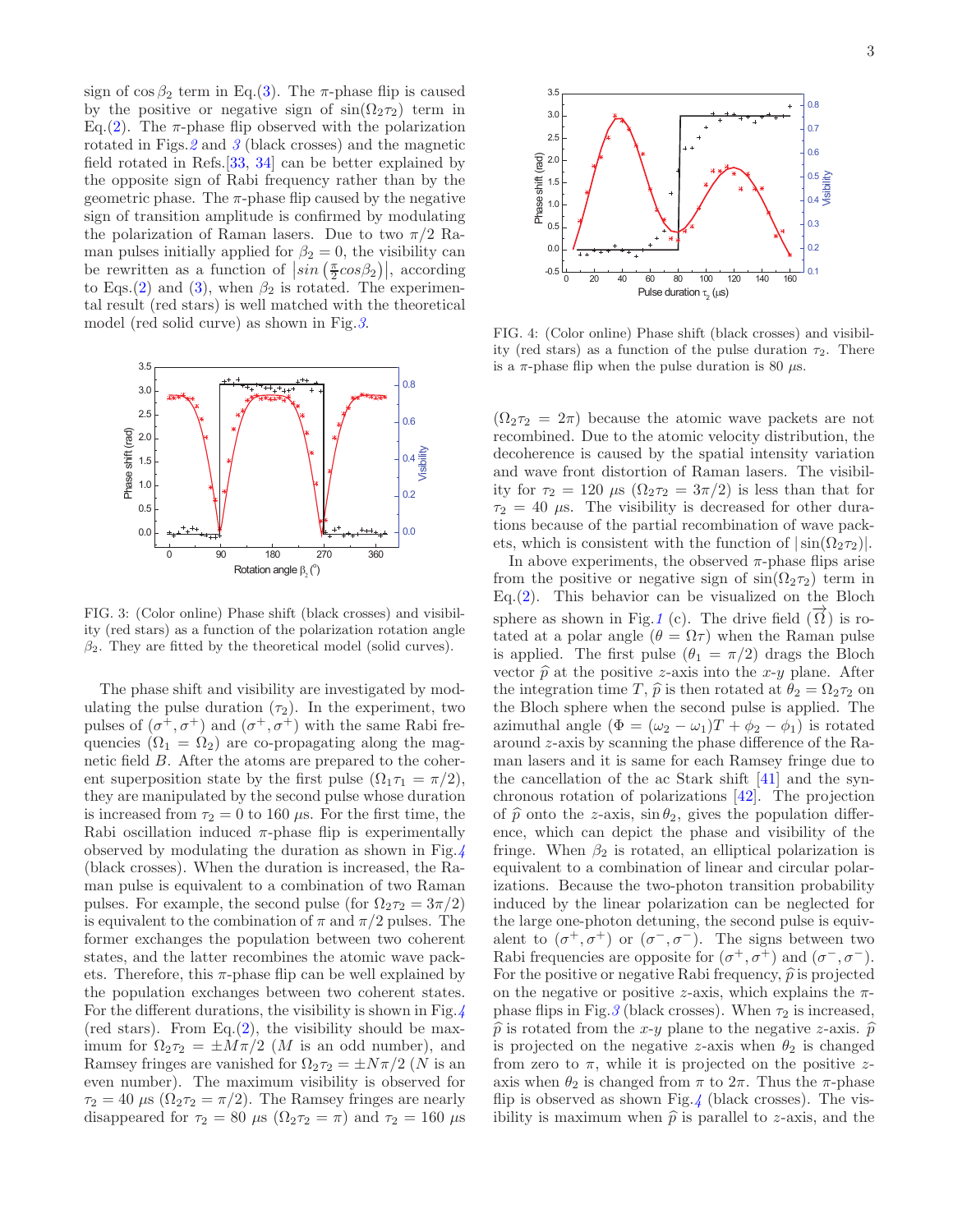sign of $\cos\beta_2$ term in Eq.(3). The $\pi$-phase flip is caused by the positive or negative sign of $\sin(\Omega_2\tau_2)$ term in Eq.(2). The $\pi$-phase flip observed with the polarization rotated in Figs.2 and 3 (black crosses) and the magnetic field rotated in Refs.[33, 34] can be better explained by the opposite sign of Rabi frequency rather than by the geometric phase. The $\pi$-phase flip caused by the negative sign of transition amplitude is confirmed by modulating the polarization of Raman lasers. Due to two $\pi/2$ Raman pulses initially applied for $\beta_2 = 0$, the visibility can be rewritten as a function of $\left|sin\left(\frac{\pi}{2}cos\beta_2\right)\right|$, according to Eqs.(2) and (3), when $\beta_2$ is rotated. The experimental result (red stars) is well matched with the theoretical model (red solid curve) as shown in Fig.3.

FIG. 3: (Color online) Phase shift (black crosses) and visibility (red stars) as a function of the polarization rotation angle $\beta_2$. They are fitted by the theoretical model (solid curves).

The phase shift and visibility are investigated by modulating the pulse duration ($\tau_2$). In the experiment, two pulses of ($\sigma^+,\sigma^+$) and ($\sigma^+,\sigma^+$) with the same Rabi frequencies ($\Omega_1 = \Omega_2$) are co-propagating along the magnetic field $B$. After the atoms are prepared to the coherent superposition state by the first pulse ($\Omega_1\tau_1 = \pi/2$), they are manipulated by the second pulse whose duration is increased from $\tau_2 = 0$ to 160 $\mu$s. For the first time, the Rabi oscillation induced $\pi$-phase flip is experimentally observed by modulating the duration as shown in Fig.4 (black crosses). When the duration is increased, the Raman pulse is equivalent to a combination of two Raman pulses. For example, the second pulse (for $\Omega_2\tau_2 = 3\pi/2$) is equivalent to the combination of $\pi$ and $\pi/2$ pulses. The former exchanges the population between two coherent states, and the latter recombines the atomic wave packets. Therefore, this $\pi$-phase flip can be well explained by the population exchanges between two coherent states. For the different durations, the visibility is shown in Fig.4 (red stars). From Eq.(2), the visibility should be maximum for $\Omega_2\tau_2 = \pm M\pi/2$ ($M$ is an odd number), and Ramsey fringes are vanished for $\Omega_2\tau_2 = \pm N\pi/2$ ($N$ is an even number). The maximum visibility is observed for $\tau_2 = 40$ $\mu$s ($\Omega_2\tau_2 = \pi/2$). The Ramsey fringes are nearly disappeared for $\tau_2 = 80$ $\mu$s ($\Omega_2\tau_2 = \pi$) and $\tau_2 = 160$ $\mu$s

FIG. 4: (Color online) Phase shift (black crosses) and visibility (red stars) as a function of the pulse duration $\tau_2$. There is a $\pi$-phase flip when the pulse duration is 80 $\mu$s.

($\Omega_2\tau_2 = 2\pi$) because the atomic wave packets are not recombined. Due to the atomic velocity distribution, the decoherence is caused by the spatial intensity variation and wave front distortion of Raman lasers. The visibility for $\tau_2 = 120$ $\mu$s ($\Omega_2\tau_2 = 3\pi/2$) is less than that for $\tau_2 = 40$ $\mu$s. The visibility is decreased for other durations because of the partial recombination of wave packets, which is consistent with the function of $|\sin(\Omega_2\tau_2)|$.

In above experiments, the observed $\pi$-phase flips arise from the positive or negative sign of $\sin(\Omega_2\tau_2)$ term in Eq.(2). This behavior can be visualized on the Bloch sphere as shown in Fig.1 (c). The drive field ($\overrightarrow{\Omega}$) is rotated at a polar angle ($\theta = \Omega\tau$) when the Raman pulse is applied. The first pulse ($\theta_1 = \pi/2$) drags the Bloch vector $\widehat{p}$ at the positive $z$-axis into the $x$-$y$ plane. After the integration time $T$, $\widehat{p}$ is then rotated at $\theta_2 = \Omega_2\tau_2$ on the Bloch sphere when the second pulse is applied. The azimuthal angle ($\Phi = (\omega_2 - \omega_1)T + \phi_2 - \phi_1$) is rotated around $z$-axis by scanning the phase difference of the Raman lasers and it is same for each Ramsey fringe due to the cancellation of the ac Stark shift [41] and the synchronous rotation of polarizations [42]. The projection of $\widehat{p}$ onto the $z$-axis, $\sin\theta_2$, gives the population difference, which can depict the phase and visibility of the fringe. When $\beta_2$ is rotated, an elliptical polarization is equivalent to a combination of linear and circular polarizations. Because the two-photon transition probability induced by the linear polarization can be neglected for the large one-photon detuning, the second pulse is equivalent to ($\sigma^+,\sigma^+$) or ($\sigma^-,\sigma^-$). The signs between two Rabi frequencies are opposite for ($\sigma^+,\sigma^+$) and ($\sigma^-,\sigma^-$). For the positive or negative Rabi frequency, $\widehat{p}$ is projected on the negative or positive $z$-axis, which explains the $\pi$-phase flips in Fig.3 (black crosses). When $\tau_2$ is increased, $\widehat{p}$ is rotated from the $x$-$y$ plane to the negative $z$-axis. $\widehat{p}$ is projected on the negative $z$-axis when $\theta_2$ is changed from zero to $\pi$, while it is projected on the positive $z$-axis when $\theta_2$ is changed from $\pi$ to $2\pi$. Thus the $\pi$-phase flip is observed as shown Fig.4 (black crosses). The visibility is maximum when $\widehat{p}$ is parallel to $z$-axis, and the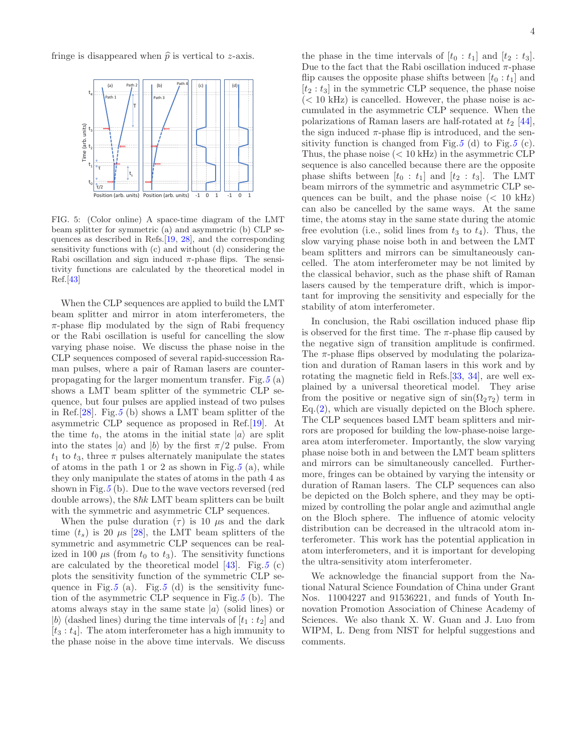fringe is disappeared when $\widehat{p}$ is vertical to $z$-axis.

FIG. 5: (Color online) A space-time diagram of the LMT beam splitter for symmetric (a) and asymmetric (b) CLP sequences as described in Refs.[19, 28], and the corresponding sensitivity functions with (c) and without (d) considering the Rabi oscillation and sign induced $\pi$-phase flips. The sensitivity functions are calculated by the theoretical model in Ref.[43]

When the CLP sequences are applied to build the LMT beam splitter and mirror in atom interferometers, the $\pi$-phase flip modulated by the sign of Rabi frequency or the Rabi oscillation is useful for cancelling the slow varying phase noise. We discuss the phase noise in the CLP sequences composed of several rapid-succession Raman pulses, where a pair of Raman lasers are counter-propagating for the larger momentum transfer. Fig.5 (a) shows a LMT beam splitter of the symmetric CLP sequence, but four pulses are applied instead of two pulses in Ref.[28]. Fig.5 (b) shows a LMT beam splitter of the asymmetric CLP sequence as proposed in Ref.[19]. At the time $t_0$, the atoms in the initial state $|a\rangle$ are split into the states $|a\rangle$ and $|b\rangle$ by the first $\pi/2$ pulse. From $t_1$ to $t_3$, three $\pi$ pulses alternately manipulate the states of atoms in the path 1 or 2 as shown in Fig.5 (a), while they only manipulate the states of atoms in the path 4 as shown in Fig.5 (b). Due to the wave vectors reversed (red double arrows), the $8\hbar k$ LMT beam splitters can be built with the symmetric and asymmetric CLP sequences.

When the pulse duration ($\tau$) is 10 $\mu$s and the dark time ($t_s$) is 20 $\mu$s [28], the LMT beam splitters of the symmetric and asymmetric CLP sequences can be realized in 100 $\mu$s (from $t_0$ to $t_3$). The sensitivity functions are calculated by the theoretical model [43]. Fig.5 (c) plots the sensitivity function of the symmetric CLP sequence in Fig.5 (a). Fig.5 (d) is the sensitivity function of the asymmetric CLP sequence in Fig.5 (b). The atoms always stay in the same state $|a\rangle$ (solid lines) or $|b\rangle$ (dashed lines) during the time intervals of $[t_1 : t_2]$ and $[t_3 : t_4]$. The atom interferometer has a high immunity to the phase noise in the above time intervals. We discuss the phase in the time intervals of $[t_0 : t_1]$ and $[t_2 : t_3]$. Due to the fact that the Rabi oscillation induced $\pi$-phase flip causes the opposite phase shifts between $[t_0 : t_1]$ and $[t_2 : t_3]$ in the symmetric CLP sequence, the phase noise ($< 10$ kHz) is cancelled. However, the phase noise is accumulated in the asymmetric CLP sequence. When the polarizations of Raman lasers are half-rotated at $t_2$ [44], the sign induced $\pi$-phase flip is introduced, and the sensitivity function is changed from Fig.5 (d) to Fig.5 (c). Thus, the phase noise ($< 10$ kHz) in the asymmetric CLP sequence is also cancelled because there are the opposite phase shifts between $[t_0 : t_1]$ and $[t_2 : t_3]$. The LMT beam mirrors of the symmetric and asymmetric CLP sequences can be built, and the phase noise ($< 10$ kHz) can also be cancelled by the same ways. At the same time, the atoms stay in the same state during the atomic free evolution (i.e., solid lines from $t_3$ to $t_4$). Thus, the slow varying phase noise both in and between the LMT beam splitters and mirrors can be simultaneously cancelled. The atom interferometer may be not limited by the classical behavior, such as the phase shift of Raman lasers caused by the temperature drift, which is important for improving the sensitivity and especially for the stability of atom interferometer.

In conclusion, the Rabi oscillation induced phase flip is observed for the first time. The $\pi$-phase flip caused by the negative sign of transition amplitude is confirmed. The $\pi$-phase flips observed by modulating the polarization and duration of Raman lasers in this work and by rotating the magnetic field in Refs.[33, 34], are well explained by a universal theoretical model. They arise from the positive or negative sign of $\sin(\Omega_2\tau_2)$ term in Eq.(2), which are visually depicted on the Bloch sphere. The CLP sequences based LMT beam splitters and mirrors are proposed for building the low-phase-noise large-area atom interferometer. Importantly, the slow varying phase noise both in and between the LMT beam splitters and mirrors can be simultaneously cancelled. Furthermore, fringes can be obtained by varying the intensity or duration of Raman lasers. The CLP sequences can also be depicted on the Bolch sphere, and they may be optimized by controlling the polar angle and azimuthal angle on the Bloch sphere. The influence of atomic velocity distribution can be decreased in the ultracold atom interferometer. This work has the potential application in atom interferometers, and it is important for developing the ultra-sensitivity atom interferometer.

We acknowledge the financial support from the National Natural Science Foundation of China under Grant Nos. 11004227 and 91536221, and funds of Youth Innovation Promotion Association of Chinese Academy of Sciences. We also thank X. W. Guan and J. Luo from WIPM, L. Deng from NIST for helpful suggestions and comments.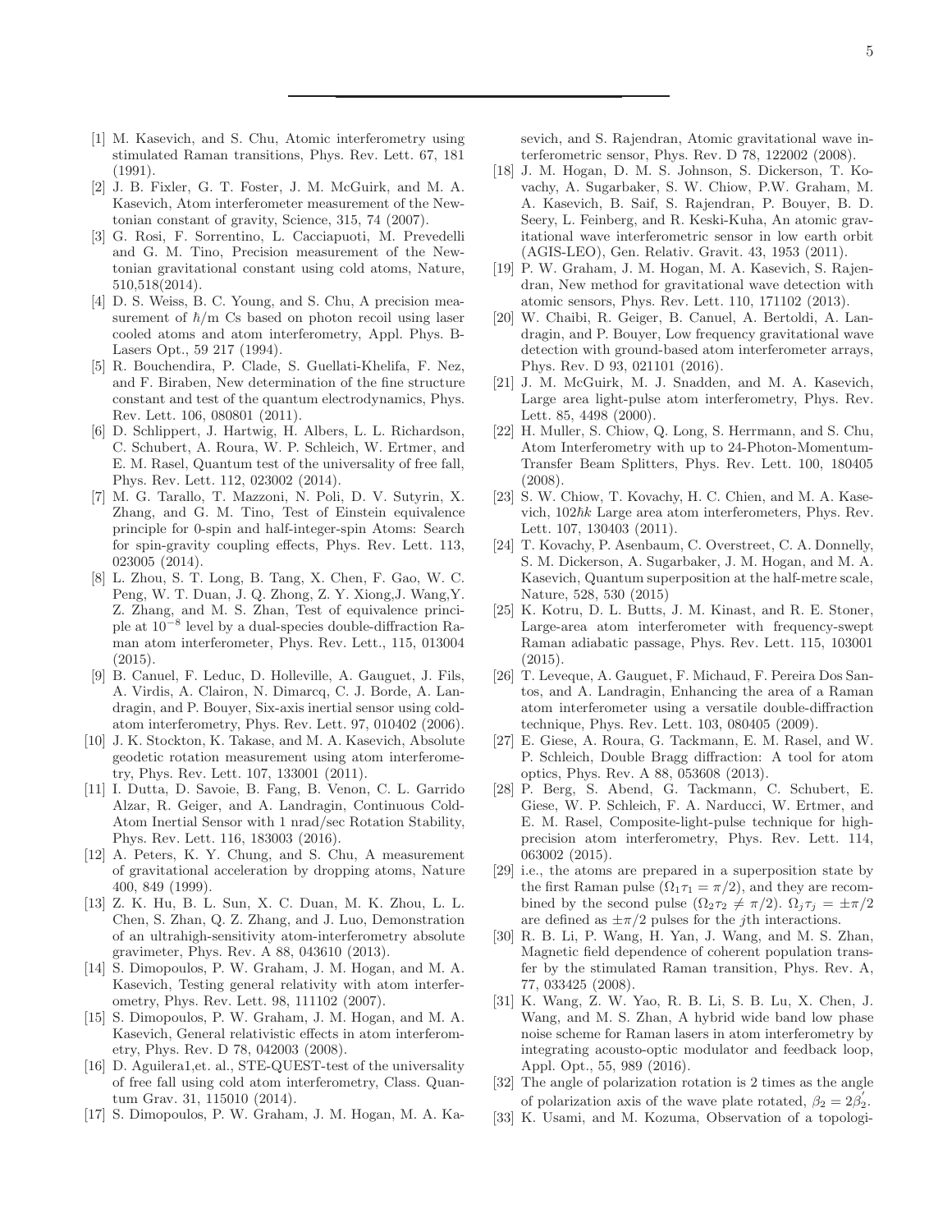[1] M. Kasevich, and S. Chu, Atomic interferometry using stimulated Raman transitions, Phys. Rev. Lett. 67, 181 (1991).

[2] J. B. Fixler, G. T. Foster, J. M. McGuirk, and M. A. Kasevich, Atom interferometer measurement of the Newtonian constant of gravity, Science, 315, 74 (2007).

[3] G. Rosi, F. Sorrentino, L. Cacciapuoti, M. Prevedelli and G. M. Tino, Precision measurement of the Newtonian gravitational constant using cold atoms, Nature, 510,518(2014).

[4] D. S. Weiss, B. C. Young, and S. Chu, A precision measurement of $\hbar$/m Cs based on photon recoil using laser cooled atoms and atom interferometry, Appl. Phys. B-Lasers Opt., 59 217 (1994).

[5] R. Bouchendira, P. Clade, S. Guellati-Khelifa, F. Nez, and F. Biraben, New determination of the fine structure constant and test of the quantum electrodynamics, Phys. Rev. Lett. 106, 080801 (2011).

[6] D. Schlippert, J. Hartwig, H. Albers, L. L. Richardson, C. Schubert, A. Roura, W. P. Schleich, W. Ertmer, and E. M. Rasel, Quantum test of the universality of free fall, Phys. Rev. Lett. 112, 023002 (2014).

[7] M. G. Tarallo, T. Mazzoni, N. Poli, D. V. Sutyrin, X. Zhang, and G. M. Tino, Test of Einstein equivalence principle for 0-spin and half-integer-spin Atoms: Search for spin-gravity coupling effects, Phys. Rev. Lett. 113, 023005 (2014).

[8] L. Zhou, S. T. Long, B. Tang, X. Chen, F. Gao, W. C. Peng, W. T. Duan, J. Q. Zhong, Z. Y. Xiong,J. Wang,Y. Z. Zhang, and M. S. Zhan, Test of equivalence principle at $10^{-8}$ level by a dual-species double-diffraction Raman atom interferometer, Phys. Rev. Lett., 115, 013004 (2015).

[9] B. Canuel, F. Leduc, D. Holleville, A. Gauguet, J. Fils, A. Virdis, A. Clairon, N. Dimarcq, C. J. Borde, A. Landragin, and P. Bouyer, Six-axis inertial sensor using cold-atom interferometry, Phys. Rev. Lett. 97, 010402 (2006).

[10] J. K. Stockton, K. Takase, and M. A. Kasevich, Absolute geodetic rotation measurement using atom interferometry, Phys. Rev. Lett. 107, 133001 (2011).

[11] I. Dutta, D. Savoie, B. Fang, B. Venon, C. L. Garrido Alzar, R. Geiger, and A. Landragin, Continuous Cold-Atom Inertial Sensor with 1 nrad/sec Rotation Stability, Phys. Rev. Lett. 116, 183003 (2016).

[12] A. Peters, K. Y. Chung, and S. Chu, A measurement of gravitational acceleration by dropping atoms, Nature 400, 849 (1999).

[13] Z. K. Hu, B. L. Sun, X. C. Duan, M. K. Zhou, L. L. Chen, S. Zhan, Q. Z. Zhang, and J. Luo, Demonstration of an ultrahigh-sensitivity atom-interferometry absolute gravimeter, Phys. Rev. A 88, 043610 (2013).

[14] S. Dimopoulos, P. W. Graham, J. M. Hogan, and M. A. Kasevich, Testing general relativity with atom interferometry, Phys. Rev. Lett. 98, 111102 (2007).

[15] S. Dimopoulos, P. W. Graham, J. M. Hogan, and M. A. Kasevich, General relativistic effects in atom interferometry, Phys. Rev. D 78, 042003 (2008).

[16] D. Aguilera1,et. al., STE-QUEST-test of the universality of free fall using cold atom interferometry, Class. Quantum Grav. 31, 115010 (2014).

[17] S. Dimopoulos, P. W. Graham, J. M. Hogan, M. A. Kasevich, and S. Rajendran, Atomic gravitational wave interferometric sensor, Phys. Rev. D 78, 122002 (2008).

[18] J. M. Hogan, D. M. S. Johnson, S. Dickerson, T. Kovachy, A. Sugarbaker, S. W. Chiow, P.W. Graham, M. A. Kasevich, B. Saif, S. Rajendran, P. Bouyer, B. D. Seery, L. Feinberg, and R. Keski-Kuha, An atomic gravitational wave interferometric sensor in low earth orbit (AGIS-LEO), Gen. Relativ. Gravit. 43, 1953 (2011).

[19] P. W. Graham, J. M. Hogan, M. A. Kasevich, S. Rajendran, New method for gravitational wave detection with atomic sensors, Phys. Rev. Lett. 110, 171102 (2013).

[20] W. Chaibi, R. Geiger, B. Canuel, A. Bertoldi, A. Landragin, and P. Bouyer, Low frequency gravitational wave detection with ground-based atom interferometer arrays, Phys. Rev. D 93, 021101 (2016).

[21] J. M. McGuirk, M. J. Snadden, and M. A. Kasevich, Large area light-pulse atom interferometry, Phys. Rev. Lett. 85, 4498 (2000).

[22] H. Muller, S. Chiow, Q. Long, S. Herrmann, and S. Chu, Atom Interferometry with up to 24-Photon-Momentum-Transfer Beam Splitters, Phys. Rev. Lett. 100, 180405 (2008).

[23] S. W. Chiow, T. Kovachy, H. C. Chien, and M. A. Kasevich, $102\hbar k$ Large area atom interferometers, Phys. Rev. Lett. 107, 130403 (2011).

[24] T. Kovachy, P. Asenbaum, C. Overstreet, C. A. Donnelly, S. M. Dickerson, A. Sugarbaker, J. M. Hogan, and M. A. Kasevich, Quantum superposition at the half-metre scale, Nature, 528, 530 (2015)

[25] K. Kotru, D. L. Butts, J. M. Kinast, and R. E. Stoner, Large-area atom interferometer with frequency-swept Raman adiabatic passage, Phys. Rev. Lett. 115, 103001 (2015).

[26] T. Leveque, A. Gauguet, F. Michaud, F. Pereira Dos Santos, and A. Landragin, Enhancing the area of a Raman atom interferometer using a versatile double-diffraction technique, Phys. Rev. Lett. 103, 080405 (2009).

[27] E. Giese, A. Roura, G. Tackmann, E. M. Rasel, and W. P. Schleich, Double Bragg diffraction: A tool for atom optics, Phys. Rev. A 88, 053608 (2013).

[28] P. Berg, S. Abend, G. Tackmann, C. Schubert, E. Giese, W. P. Schleich, F. A. Narducci, W. Ertmer, and E. M. Rasel, Composite-light-pulse technique for high-precision atom interferometry, Phys. Rev. Lett. 114, 063002 (2015).

[29] i.e., the atoms are prepared in a superposition state by the first Raman pulse ($\Omega_1\tau_1 = \pi/2$), and they are recombined by the second pulse ($\Omega_2\tau_2 \neq \pi/2$). $\Omega_j\tau_j = \pm\pi/2$ are defined as $\pm\pi/2$ pulses for the $j$th interactions.

[30] R. B. Li, P. Wang, H. Yan, J. Wang, and M. S. Zhan, Magnetic field dependence of coherent population transfer by the stimulated Raman transition, Phys. Rev. A, 77, 033425 (2008).

[31] K. Wang, Z. W. Yao, R. B. Li, S. B. Lu, X. Chen, J. Wang, and M. S. Zhan, A hybrid wide band low phase noise scheme for Raman lasers in atom interferometry by integrating acousto-optic modulator and feedback loop, Appl. Opt., 55, 989 (2016).

[32] The angle of polarization rotation is 2 times as the angle of polarization axis of the wave plate rotated, $\beta_2 = 2\beta_2^{'}$.

[33] K. Usami, and M. Kozuma, Observation of a topologi-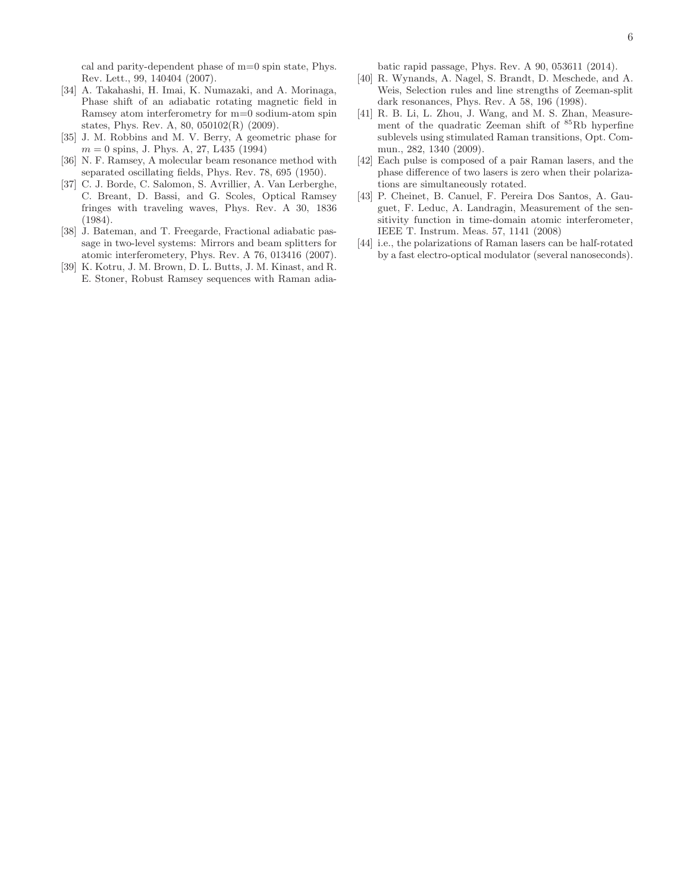cal and parity-dependent phase of m=0 spin state, Phys. Rev. Lett., 99, 140404 (2007).

[34] A. Takahashi, H. Imai, K. Numazaki, and A. Morinaga, Phase shift of an adiabatic rotating magnetic field in Ramsey atom interferometry for m=0 sodium-atom spin states, Phys. Rev. A, 80, 050102(R) (2009).

[35] J. M. Robbins and M. V. Berry, A geometric phase for $m = 0$ spins, J. Phys. A, 27, L435 (1994)

[36] N. F. Ramsey, A molecular beam resonance method with separated oscillating fields, Phys. Rev. 78, 695 (1950).

[37] C. J. Borde, C. Salomon, S. Avrillier, A. Van Lerberghe, C. Breant, D. Bassi, and G. Scoles, Optical Ramsey fringes with traveling waves, Phys. Rev. A 30, 1836 (1984).

[38] J. Bateman, and T. Freegarde, Fractional adiabatic passage in two-level systems: Mirrors and beam splitters for atomic interferometery, Phys. Rev. A 76, 013416 (2007).

[39] K. Kotru, J. M. Brown, D. L. Butts, J. M. Kinast, and R. E. Stoner, Robust Ramsey sequences with Raman adiabatic rapid passage, Phys. Rev. A 90, 053611 (2014).

[40] R. Wynands, A. Nagel, S. Brandt, D. Meschede, and A. Weis, Selection rules and line strengths of Zeeman-split dark resonances, Phys. Rev. A 58, 196 (1998).

[41] R. B. Li, L. Zhou, J. Wang, and M. S. Zhan, Measurement of the quadratic Zeeman shift of $^{85}$Rb hyperfine sublevels using stimulated Raman transitions, Opt. Commun., 282, 1340 (2009).

[42] Each pulse is composed of a pair Raman lasers, and the phase difference of two lasers is zero when their polarizations are simultaneously rotated.

[43] P. Cheinet, B. Canuel, F. Pereira Dos Santos, A. Gauguet, F. Leduc, A. Landragin, Measurement of the sensitivity function in time-domain atomic interferometer, IEEE T. Instrum. Meas. 57, 1141 (2008)

[44] i.e., the polarizations of Raman lasers can be half-rotated by a fast electro-optical modulator (several nanoseconds).